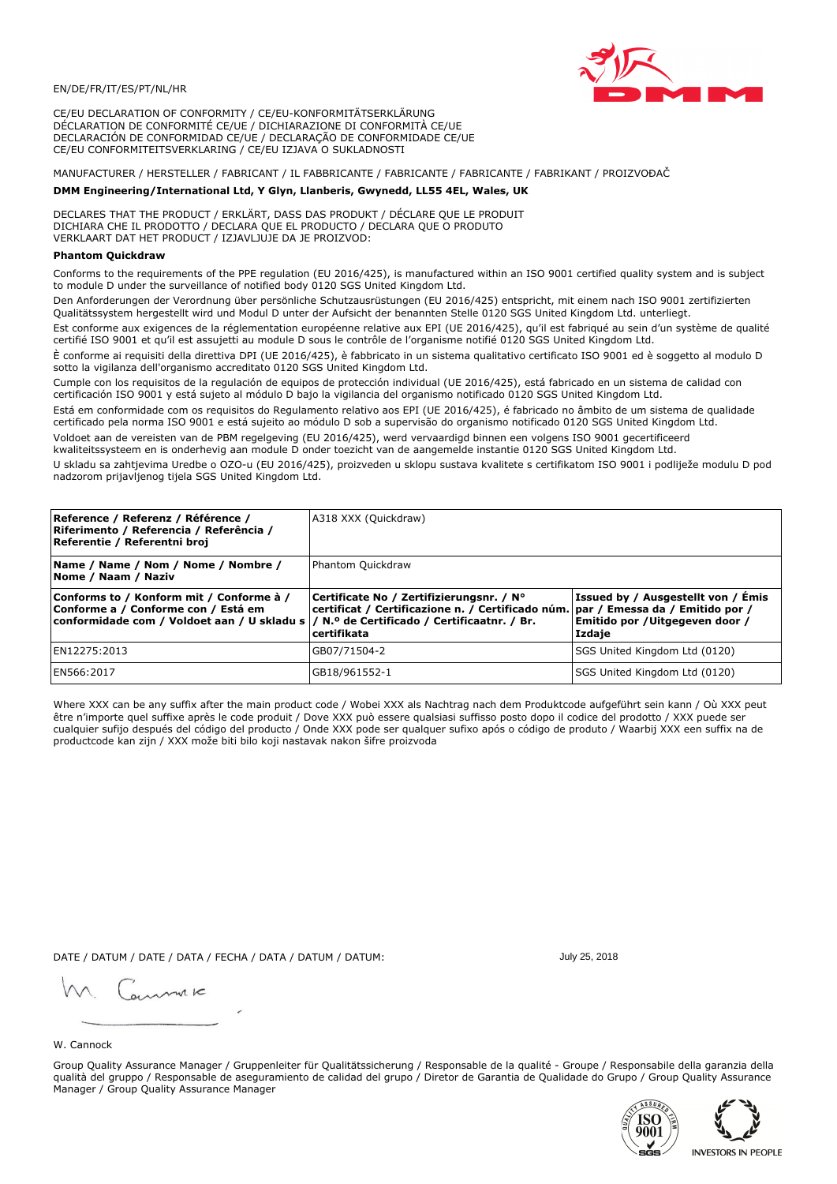EN/DE/FR/IT/ES/PT/NL/HR

CE/EU DECLARATION OF CONFORMITY / CE/EU-KONFORMITÄTSERKLÄRUNG
DÉCLARATION DE CONFORMITÉ CE/UE / DICHIARAZIONE DI CONFORMITÀ CE/UE
DECLARACIÓN DE CONFORMIDAD CE/UE / DECLARAÇÃO DE CONFORMIDADE CE/UE
CE/EU CONFORMITEITSVERKLARING / CE/EU IZJAVA O SUKLADNOSTI

MANUFACTURER / HERSTELLER / FABRICANT / IL FABBRICANTE / FABRICANTE / FABRICANTE / FABRIKANT / PROIZVOĐAČ

**DMM Engineering/International Ltd, Y Glyn, Llanberis, Gwynedd, LL55 4EL, Wales, UK**

DECLARES THAT THE PRODUCT / ERKLÄRT, DASS DAS PRODUKT / DÉCLARE QUE LE PRODUIT
DICHIARA CHE IL PRODOTTO / DECLARA QUE EL PRODUCTO / DECLARA QUE O PRODUTO
VERKLAART DAT HET PRODUCT / IZJAVLJUJE DA JE PROIZVOD:

**Phantom Quickdraw**

Conforms to the requirements of the PPE regulation (EU 2016/425), is manufactured within an ISO 9001 certified quality system and is subject to module D under the surveillance of notified body 0120 SGS United Kingdom Ltd.

Den Anforderungen der Verordnung über persönliche Schutzausrüstungen (EU 2016/425) entspricht, mit einem nach ISO 9001 zertifizierten Qualitätssystem hergestellt wird und Modul D unter der Aufsicht der benannten Stelle 0120 SGS United Kingdom Ltd. unterliegt.

Est conforme aux exigences de la réglementation européenne relative aux EPI (UE 2016/425), qu'il est fabriqué au sein d'un système de qualité certifié ISO 9001 et qu'il est assujetti au module D sous le contrôle de l'organisme notifié 0120 SGS United Kingdom Ltd.

È conforme ai requisiti della direttiva DPI (UE 2016/425), è fabbricato in un sistema qualitativo certificato ISO 9001 ed è soggetto al modulo D sotto la vigilanza dell'organismo accreditato 0120 SGS United Kingdom Ltd.

Cumple con los requisitos de la regulación de equipos de protección individual (UE 2016/425), está fabricado en un sistema de calidad con certificación ISO 9001 y está sujeto al módulo D bajo la vigilancia del organismo notificado 0120 SGS United Kingdom Ltd.

Está em conformidade com os requisitos do Regulamento relativo aos EPI (UE 2016/425), é fabricado no âmbito de um sistema de qualidade certificado pela norma ISO 9001 e está sujeito ao módulo D sob a supervisão do organismo notificado 0120 SGS United Kingdom Ltd.

Voldoet aan de vereisten van de PBM regelgeving (EU 2016/425), werd vervaardigd binnen een volgens ISO 9001 gecertificeerd kwaliteitssysteem en is onderhevig aan module D onder toezicht van de aangemelde instantie 0120 SGS United Kingdom Ltd.

U skladu sa zahtjevima Uredbe o OZO-u (EU 2016/425), proizveden u sklopu sustava kvalitete s certifikatom ISO 9001 i podliježe modulu D pod nadzorom prijavljenog tijela SGS United Kingdom Ltd.

| **Reference / Referenz / Référence / Riferimento / Referencia / Referência / Referentie / Referentni broj** | A318 XXX (Quickdraw) | |
|---|---|---|
| **Name / Name / Nom / Nome / Nombre / Nome / Naam / Naziv** | Phantom Quickdraw | |
| **Conforms to / Konform mit / Conforme à / Conforme a / Conforme con / Está em conformidade com / Voldoet aan / U skladu s** | **Certificate No / Zertifizierungsnr. / N° certificat / Certificazione n. / Certificado núm. / N.º de Certificado / Certificaatnr. / Br. certifikata** | **Issued by / Ausgestellt von / Émis par / Emessa da / Emitido por / Emitido por / Uitgegeven door / Izdaje** |
| EN12275:2013 | GB07/71504-2 | SGS United Kingdom Ltd (0120) |
| EN566:2017 | GB18/961552-1 | SGS United Kingdom Ltd (0120) |

Where XXX can be any suffix after the main product code / Wobei XXX als Nachtrag nach dem Produktcode aufgeführt sein kann / Où XXX peut être n'importe quel suffixe après le code produit / Dove XXX può essere qualsiasi suffisso posto dopo il codice del prodotto / XXX puede ser cualquier sufijo después del código del producto / Onde XXX pode ser qualquer sufixo após o código de produto / Waarbij XXX een suffix na de productcode kan zijn / XXX može biti bilo koji nastavak nakon šifre proizvoda

DATE / DATUM / DATE / DATA / FECHA / DATA / DATUM / DATUM: July 25, 2018

W. Cannock

Group Quality Assurance Manager / Gruppenleiter für Qualitätssicherung / Responsable de la qualité - Groupe / Responsabile della garanzia della qualità del gruppo / Responsable de aseguramiento de calidad del grupo / Diretor de Garantia de Qualidade do Grupo / Group Quality Assurance Manager / Group Quality Assurance Manager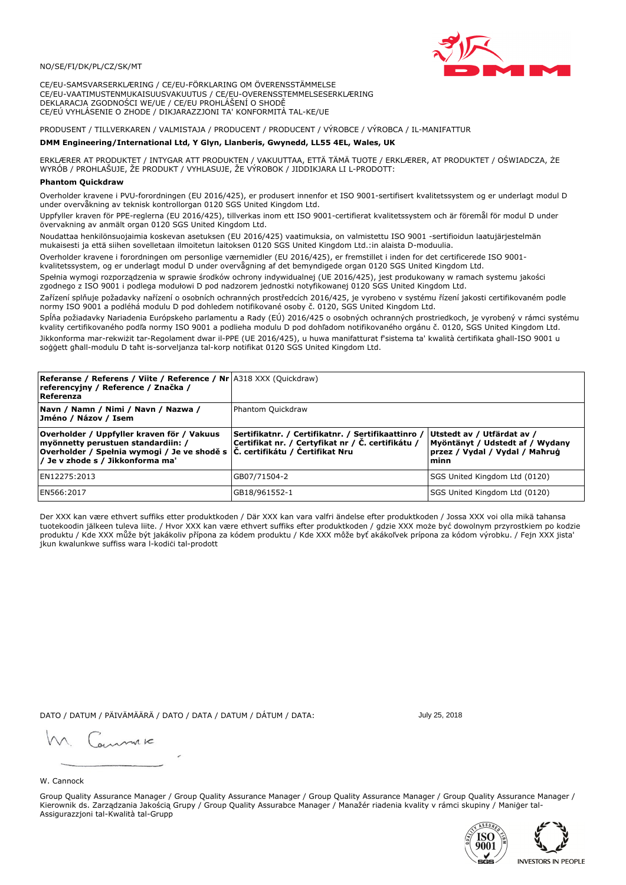NO/SE/FI/DK/PL/CZ/SK/MT

CE/EU-SAMSVARSERKLÆRING / CE/EU-FÖRKLARING OM ÖVERENSSTÄMMELSE
CE/EU-VAATIMUSTENMUKAISUUSVAKUUTUS / CE/EU-OVERENSSTEMMELSESERKLÆRING
DEKLARACJA ZGODNOŚCI WE/UE / CE/EU PROHLÁŠENÍ O SHODĚ
CE/EÚ VYHLÁSENIE O ZHODE / DIKJARAZZJONI TA' KONFORMITÀ TAL-KE/UE

PRODUSENT / TILLVERKAREN / VALMISTAJA / PRODUCENT / PRODUCENT / VÝROBCE / VÝROBCA / IL-MANIFATTUR

**DMM Engineering/International Ltd, Y Glyn, Llanberis, Gwynedd, LL55 4EL, Wales, UK**

ERKLÆRER AT PRODUKTET / INTYGAR ATT PRODUKTEN / VAKUUTTAA, ETTÄ TÄMÄ TUOTE / ERKLÆRER, AT PRODUKTET / OŚWIADCZA, ŻE WYRÓB / PROHLAŠUJE, ŽE PRODUKT / VYHLASUJE, ŽE VÝROBOK / JIDDIKJARA LI L-PRODOTT:

**Phantom Quickdraw**

Overholder kravene i PVU-forordningen (EU 2016/425), er produsert innenfor et ISO 9001-sertifisert kvalitetssystem og er underlagt modul D under overvåkning av teknisk kontrollorgan 0120 SGS United Kingdom Ltd.

Uppfyller kraven för PPE-reglerna (EU 2016/425), tillverkas inom ett ISO 9001-certifierat kvalitetssystem och är föremål för modul D under övervakning av anmält organ 0120 SGS United Kingdom Ltd.

Noudattaa henkilönsuojaimia koskevan asetuksen (EU 2016/425) vaatimuksia, on valmistettu ISO 9001 -sertifioidun laatujärjestelmän mukaisesti ja että siihen sovelletaan ilmoitetun laitoksen 0120 SGS United Kingdom Ltd.:in alaista D-moduulia.

Overholder kravene i forordningen om personlige værnemidler (EU 2016/425), er fremstillet i inden for det certificerede ISO 9001-kvalitetssystem, og er underlagt modul D under overvågning af det bemyndigede organ 0120 SGS United Kingdom Ltd.

Spełnia wymogi rozporządzenia w sprawie środków ochrony indywidualnej (UE 2016/425), jest produkowany w ramach systemu jakości zgodnego z ISO 9001 i podlega modułowi D pod nadzorem jednostki notyfikowanej 0120 SGS United Kingdom Ltd.

Zařízení splňuje požadavky nařízení o osobních ochranných prostředcích 2016/425, je vyrobeno v systému řízení jakosti certifikovaném podle normy ISO 9001 a podléhá modulu D pod dohledem notifikované osoby č. 0120, SGS United Kingdom Ltd.

Spĺňa požiadavky Nariadenia Európskeho parlamentu a Rady (EÚ) 2016/425 o osobných ochranných prostriedkoch, je vyrobený v rámci systému kvality certifikovaného podľa normy ISO 9001 a podlieha modulu D pod dohľadom notifikovaného orgánu č. 0120, SGS United Kingdom Ltd.

Jikkonforma mar-rekwiżit tar-Regolament dwar il-PPE (UE 2016/425), u huwa manifatturat f'sistema ta' kwalità ċertifikata għall-ISO 9001 u soġġett għall-modulu D taħt is-sorveljanza tal-korp notifikat 0120 SGS United Kingdom Ltd.

| **Referanse / Referens / Viite / Reference / Nr referencyjny / Reference / Značka / Referenza** | A318 XXX (Quickdraw) | |
|---|---|---|
| **Navn / Namn / Nimi / Navn / Nazwa / Jméno / Názov / Isem** | Phantom Quickdraw | |
| **Overholder / Uppfyller kraven för / Vakuus myönnetty perustuen standardiin: / Overholder / Spełnia wymogi / Je ve shodě s / Je v zhode s / Jikkonforma ma'** | **Sertifikatnr. / Certifikatnr. / Sertifikaattinro / Certifikat nr. / Certyfikat nr / Č. certifikátu / Č. certifikátu / Ċertifikat Nru** | **Utstedt av / Utfärdat av / Myöntänyt / Udstedt af / Wydany przez / Vydal / Vydal / Maħruġ minn** |
| EN12275:2013 | GB07/71504-2 | SGS United Kingdom Ltd (0120) |
| EN566:2017 | GB18/961552-1 | SGS United Kingdom Ltd (0120) |

Der XXX kan være ethvert suffiks etter produktkoden / Där XXX kan vara valfri ändelse efter produktkoden / Jossa XXX voi olla mikä tahansa tuotekoodin jälkeen tuleva liite. / Hvor XXX kan være ethvert suffiks efter produktkoden / gdzie XXX może być dowolnym przyrostkiem po kodzie produktu / Kde XXX může být jakákoliv přípona za kódem produktu / Kde XXX môže byť akákoľvek prípona za kódom výrobku. / Fejn XXX jista' jkun kwalunkwe suffiss wara l-kodiċi tal-prodott

DATO / DATUM / PÄIVÄMÄÄRÄ / DATO / DATA / DATUM / DÁTUM / DATA: July 25, 2018

W. Cannock

Group Quality Assurance Manager / Group Quality Assurance Manager / Group Quality Assurance Manager / Group Quality Assurance Manager / Kierownik ds. Zarządzania Jakością Grupy / Group Quality Assurabce Manager / Manažér riadenia kvality v rámci skupiny / Maniġer tal-Assigurazzjoni tal-Kwalità tal-Grupp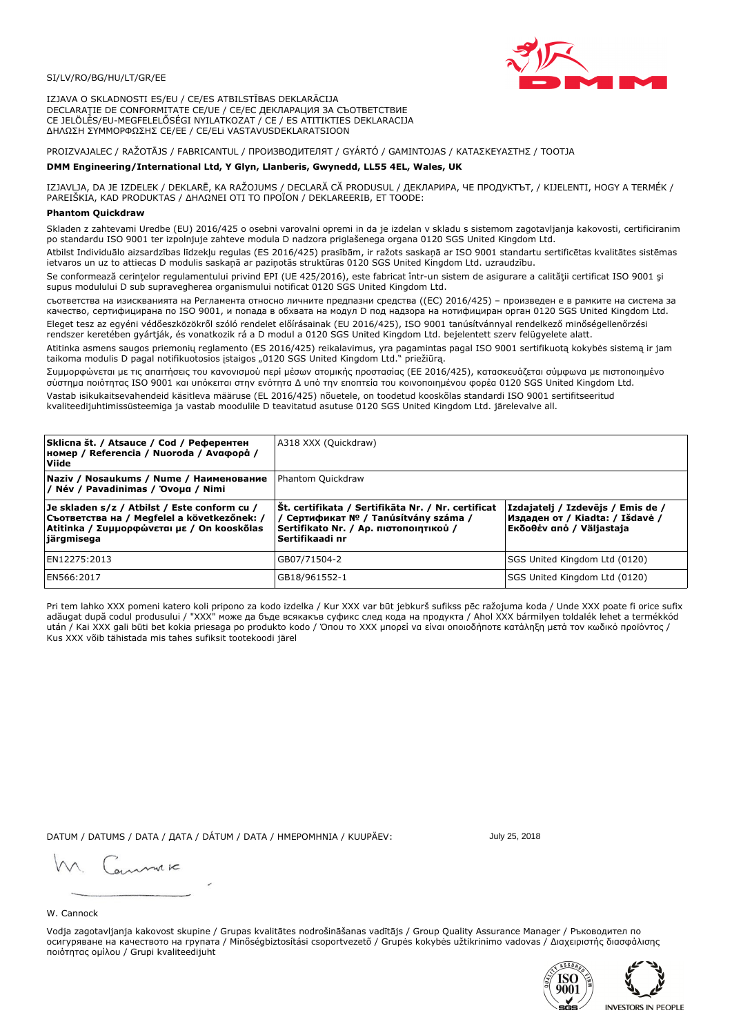SI/LV/RO/BG/HU/LT/GR/EE

IZJAVA O SKLADNOSTI ES/EU / CE/ES ATBILSTĪBAS DEKLARĀCIJA
DECLARAŢIE DE CONFORMITATE CE/UE / CE/EC ДЕКЛАРАЦИЯ ЗА СЪОТВЕТСТВИЕ
CE JELÖLÉS/EU-MEGFELELŐSÉGI NYILATKOZAT / CE / ES ATITIKTIES DEKLARACIJA
ΔΗΛΩΣΗ ΣΥΜΜΟΡΦΩΣΗΣ CE/EE / CE/ELi VASTAVUSDEKLARATSIOON

PROIZVAJALEC / RAŽOTĀJS / FABRICANTUL / ПРОИЗВОДИТЕЛЯТ / GYÁRTÓ / GAMINTOJAS / ΚΑΤΑΣΚΕΥΑΣΤΗΣ / TOOTJA

**DMM Engineering/International Ltd, Y Glyn, Llanberis, Gwynedd, LL55 4EL, Wales, UK**

IZJAVLJA, DA JE IZDELEK / DEKLARĒ, KA RAŽOJUMS / DECLARĂ CĂ PRODUSUL / ДЕКЛАРИРА, ЧЕ ПРОДУКТЪТ, / KIJELENTI, HOGY A TERMÉK / PAREIŠKIA, KAD PRODUKTAS / ΔΗΛΩΝΕΙ ΟΤΙ ΤΟ ΠΡΟΪΟΝ / DEKLAREERIB, ET TOODE:

**Phantom Quickdraw**

Skladen z zahtevami Uredbe (EU) 2016/425 o osebni varovalni opremi in da je izdelan v skladu s sistemom zagotavljanja kakovosti, certificiranim po standardu ISO 9001 ter izpolnjuje zahteve modula D nadzora priglašenega organa 0120 SGS United Kingdom Ltd.

Atbilst Individuālo aizsardzības līdzekļu regulas (ES 2016/425) prasībām, ir ražots saskaņā ar ISO 9001 standartu sertificētas kvalitātes sistēmas ietvaros un uz to attiecas D modulis saskaņā ar paziņotās struktūras 0120 SGS United Kingdom Ltd. uzraudzību.

Se conformează cerinţelor regulamentului privind EPI (UE 425/2016), este fabricat într-un sistem de asigurare a calităţii certificat ISO 9001 şi supus modulului D sub supravegherea organismului notificat 0120 SGS United Kingdom Ltd.

съответства на изискванията на Регламента относно личните предпазни средства ((EC) 2016/425) – произведен е в рамките на системата за качество, сертифицирана по ISO 9001, и попада в обхвата на модул D под надзора на нотифициран орган 0120 SGS United Kingdom Ltd.

Eleget tesz az egyéni védőeszközökről szóló rendelet előírásainak (EU 2016/425), ISO 9001 tanúsítvánnyal rendelkező minőségellenőrzési rendszer keretében gyártják, és vonatkozik rá a D modul a 0120 SGS United Kingdom Ltd. bejelentett szerv felügyelete alatt.

Atitinka asmens saugos priemonių reglamento (ES 2016/425) reikalavimus, yra pagamintas pagal ISO 9001 sertifikuotą kokybės sistemą ir jam taikoma modulis D pagal notifikuotosios įstaigos „0120 SGS United Kingdom Ltd." priežiūrą.

Συμμορφώνεται με τις απαιτήσεις του κανονισμού περί μέσων ατομικής προστασίας (ΕΕ 2016/425), κατασκευάζεται σύμφωνα με πιστοποιημένο σύστημα ποιότητας ISO 9001 και υπόκειται στην ενότητα Δ υπό την εποπτεία του κοινοποιημένου φορέα 0120 SGS United Kingdom Ltd.

Vastab isikukaitsevahendeid käsitleva määruse (EL 2016/425) nõuetele, on toodetud kooskõlas standardi ISO 9001 sertifitseeritud kvaliteedijuhtimissüsteemiga ja vastab moodulile D teavitatud asutuse 0120 SGS United Kingdom Ltd. järelevalve all.

| | | |
|---|---|---|
| **Sklicna št. / Atsauce / Cod / Референтен номер / Referencia / Nuoroda / Αναφορά / Viide** | A318 XXX (Quickdraw) | |
| **Naziv / Nosaukums / Nume / Наименование / Név / Pavadinimas / Όνομα / Nimi** | Phantom Quickdraw | |
| **Je skladen s/z / Atbilst / Este conform cu / Съответства на / Megfelel a következőnek: / Atitinka / Συμμορφώνεται με / On kooskõlas järgmisega** | **Št. certifikata / Sertifikāta Nr. / Nr. certificat / Сертификат № / Tanúsítvány száma / Sertifikato Nr. / Αρ. πιστοποιητικού / Sertifikaadi nr** | **Izdajatelj / Izdevējs / Emis de / Издаден от / Kiadta: / Išdavė / Εκδοθέν από / Väljastaja** |
| EN12275:2013 | GB07/71504-2 | SGS United Kingdom Ltd (0120) |
| EN566:2017 | GB18/961552-1 | SGS United Kingdom Ltd (0120) |

Pri tem lahko XXX pomeni katero koli pripono za kodo izdelka / Kur XXX var būt jebkurš sufikss pēc ražojuma koda / Unde XXX poate fi orice sufix adăugat după codul produsului / "XXX" може да бъде всякакъв суфикс след кода на продукта / Ahol XXX bármilyen toldalék lehet a termékkód után / Kai XXX gali būti bet kokia priesaga po produkto kodo / Όπου το XXX μπορεί να είναι οποιοδήποτε κατάληξη μετά τον κωδικό προϊόντος / Kus XXX võib tähistada mis tahes sufiksit tootekoodi järel

DATUM / DATUMS / DATA / ДАТА / DÁTUM / DATA / ΗΜΕΡΟΜΗΝΙΑ / KUUPÄEV: July 25, 2018

W. Cannock

Vodja zagotavljanja kakovost skupine / Grupas kvalitātes nodrošināšanas vadītājs / Group Quality Assurance Manager / Ръководител по осигуряване на качеството на групата / Minőségbiztosítási csoportvezető / Grupės kokybės užtikrinimo vadovas / Διαχειριστής διασφάλισης ποιότητας ομίλου / Grupi kvaliteedijuht